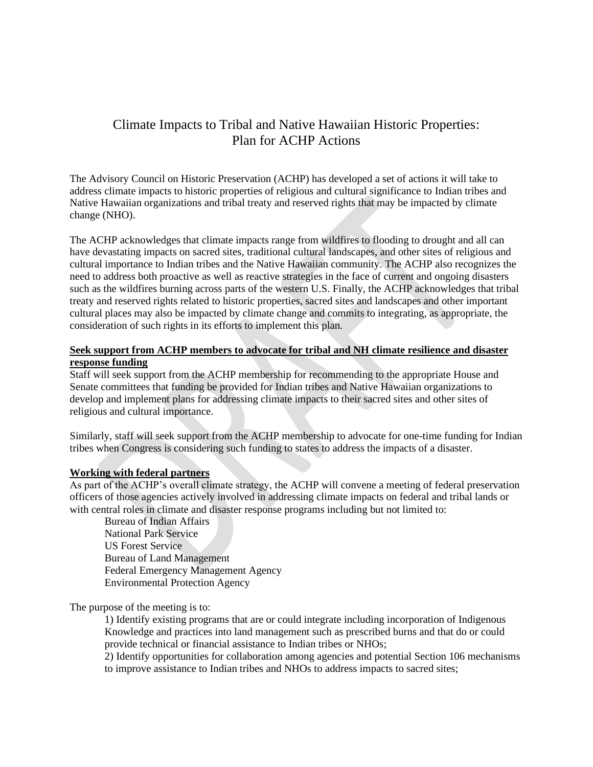# Climate Impacts to Tribal and Native Hawaiian Historic Properties: Plan for ACHP Actions

The Advisory Council on Historic Preservation (ACHP) has developed a set of actions it will take to address climate impacts to historic properties of religious and cultural significance to Indian tribes and Native Hawaiian organizations and tribal treaty and reserved rights that may be impacted by climate change (NHO).

The ACHP acknowledges that climate impacts range from wildfires to flooding to drought and all can have devastating impacts on sacred sites, traditional cultural landscapes, and other sites of religious and cultural importance to Indian tribes and the Native Hawaiian community. The ACHP also recognizes the need to address both proactive as well as reactive strategies in the face of current and ongoing disasters such as the wildfires burning across parts of the western U.S. Finally, the ACHP acknowledges that tribal treaty and reserved rights related to historic properties, sacred sites and landscapes and other important cultural places may also be impacted by climate change and commits to integrating, as appropriate, the consideration of such rights in its efforts to implement this plan.

**Seek support from ACHP members to advocate for tribal and NH climate resilience and disaster response funding**

Staff will seek support from the ACHP membership for recommending to the appropriate House and Senate committees that funding be provided for Indian tribes and Native Hawaiian organizations to develop and implement plans for addressing climate impacts to their sacred sites and other sites of religious and cultural importance.

Similarly, staff will seek support from the ACHP membership to advocate for one-time funding for Indian tribes when Congress is considering such funding to states to address the impacts of a disaster.

**Working with federal partners**

As part of the ACHP's overall climate strategy, the ACHP will convene a meeting of federal preservation officers of those agencies actively involved in addressing climate impacts on federal and tribal lands or with central roles in climate and disaster response programs including but not limited to:

- Bureau of Indian Affairs
- National Park Service
- US Forest Service
- Bureau of Land Management
- Federal Emergency Management Agency
- Environmental Protection Agency

The purpose of the meeting is to:

1) Identify existing programs that are or could integrate including incorporation of Indigenous Knowledge and practices into land management such as prescribed burns and that do or could provide technical or financial assistance to Indian tribes or NHOs;
2) Identify opportunities for collaboration among agencies and potential Section 106 mechanisms to improve assistance to Indian tribes and NHOs to address impacts to sacred sites;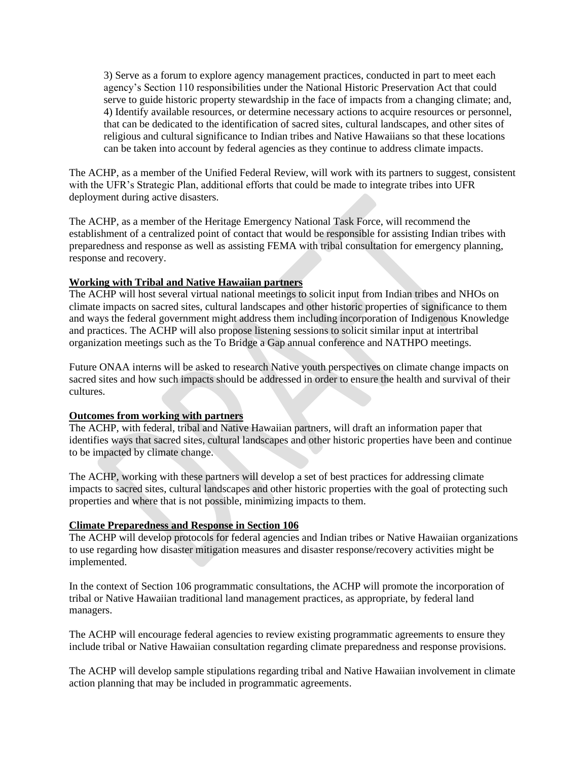3) Serve as a forum to explore agency management practices, conducted in part to meet each agency's Section 110 responsibilities under the National Historic Preservation Act that could serve to guide historic property stewardship in the face of impacts from a changing climate; and,
4) Identify available resources, or determine necessary actions to acquire resources or personnel, that can be dedicated to the identification of sacred sites, cultural landscapes, and other sites of religious and cultural significance to Indian tribes and Native Hawaiians so that these locations can be taken into account by federal agencies as they continue to address climate impacts.

The ACHP, as a member of the Unified Federal Review, will work with its partners to suggest, consistent with the UFR's Strategic Plan, additional efforts that could be made to integrate tribes into UFR deployment during active disasters.

The ACHP, as a member of the Heritage Emergency National Task Force, will recommend the establishment of a centralized point of contact that would be responsible for assisting Indian tribes with preparedness and response as well as assisting FEMA with tribal consultation for emergency planning, response and recovery.

**Working with Tribal and Native Hawaiian partners**

The ACHP will host several virtual national meetings to solicit input from Indian tribes and NHOs on climate impacts on sacred sites, cultural landscapes and other historic properties of significance to them and ways the federal government might address them including incorporation of Indigenous Knowledge and practices. The ACHP will also propose listening sessions to solicit similar input at intertribal organization meetings such as the To Bridge a Gap annual conference and NATHPO meetings.

Future ONAA interns will be asked to research Native youth perspectives on climate change impacts on sacred sites and how such impacts should be addressed in order to ensure the health and survival of their cultures.

**Outcomes from working with partners**

The ACHP, with federal, tribal and Native Hawaiian partners, will draft an information paper that identifies ways that sacred sites, cultural landscapes and other historic properties have been and continue to be impacted by climate change.

The ACHP, working with these partners will develop a set of best practices for addressing climate impacts to sacred sites, cultural landscapes and other historic properties with the goal of protecting such properties and where that is not possible, minimizing impacts to them.

**Climate Preparedness and Response in Section 106**

The ACHP will develop protocols for federal agencies and Indian tribes or Native Hawaiian organizations to use regarding how disaster mitigation measures and disaster response/recovery activities might be implemented.

In the context of Section 106 programmatic consultations, the ACHP will promote the incorporation of tribal or Native Hawaiian traditional land management practices, as appropriate, by federal land managers.

The ACHP will encourage federal agencies to review existing programmatic agreements to ensure they include tribal or Native Hawaiian consultation regarding climate preparedness and response provisions.

The ACHP will develop sample stipulations regarding tribal and Native Hawaiian involvement in climate action planning that may be included in programmatic agreements.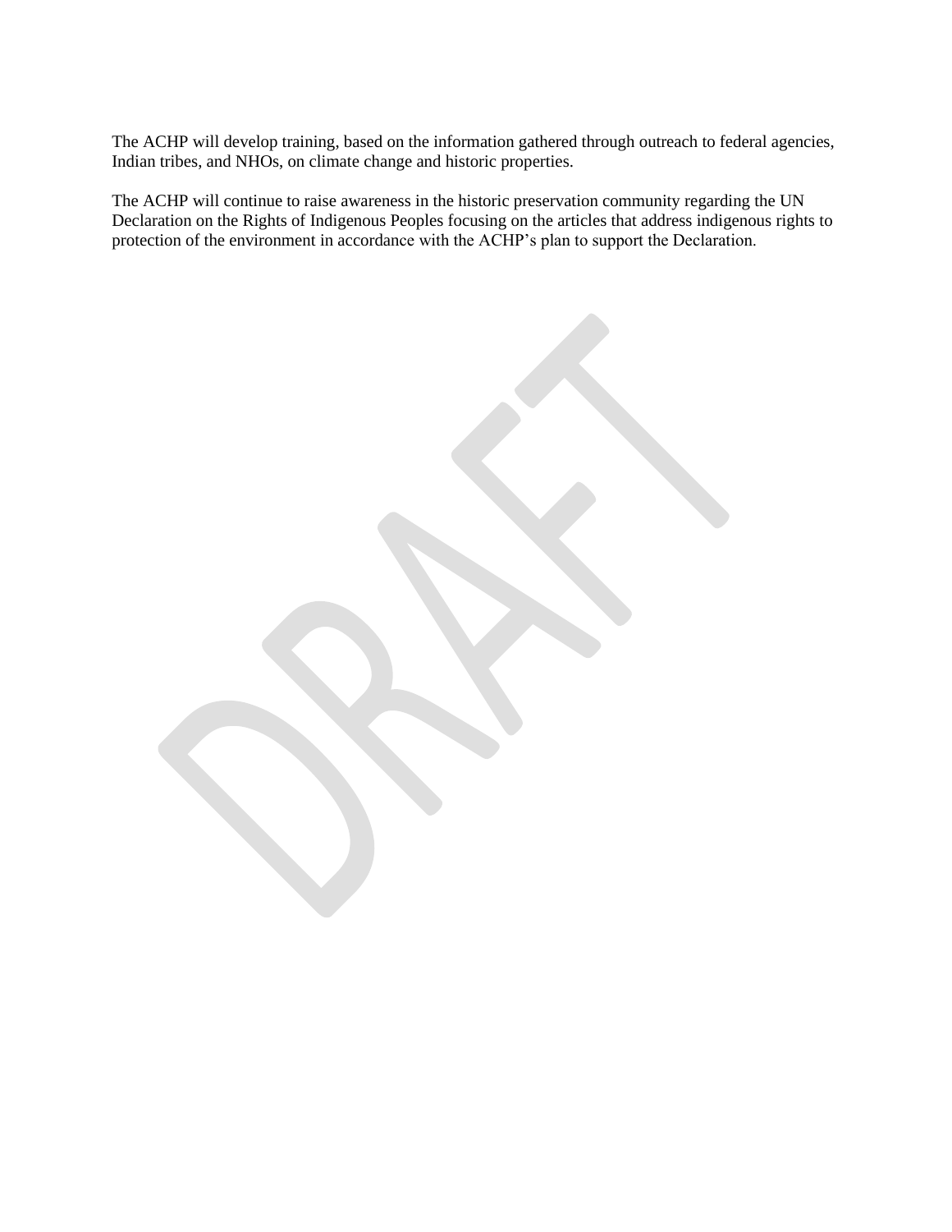The ACHP will develop training, based on the information gathered through outreach to federal agencies, Indian tribes, and NHOs, on climate change and historic properties.

The ACHP will continue to raise awareness in the historic preservation community regarding the UN Declaration on the Rights of Indigenous Peoples focusing on the articles that address indigenous rights to protection of the environment in accordance with the ACHP's plan to support the Declaration.